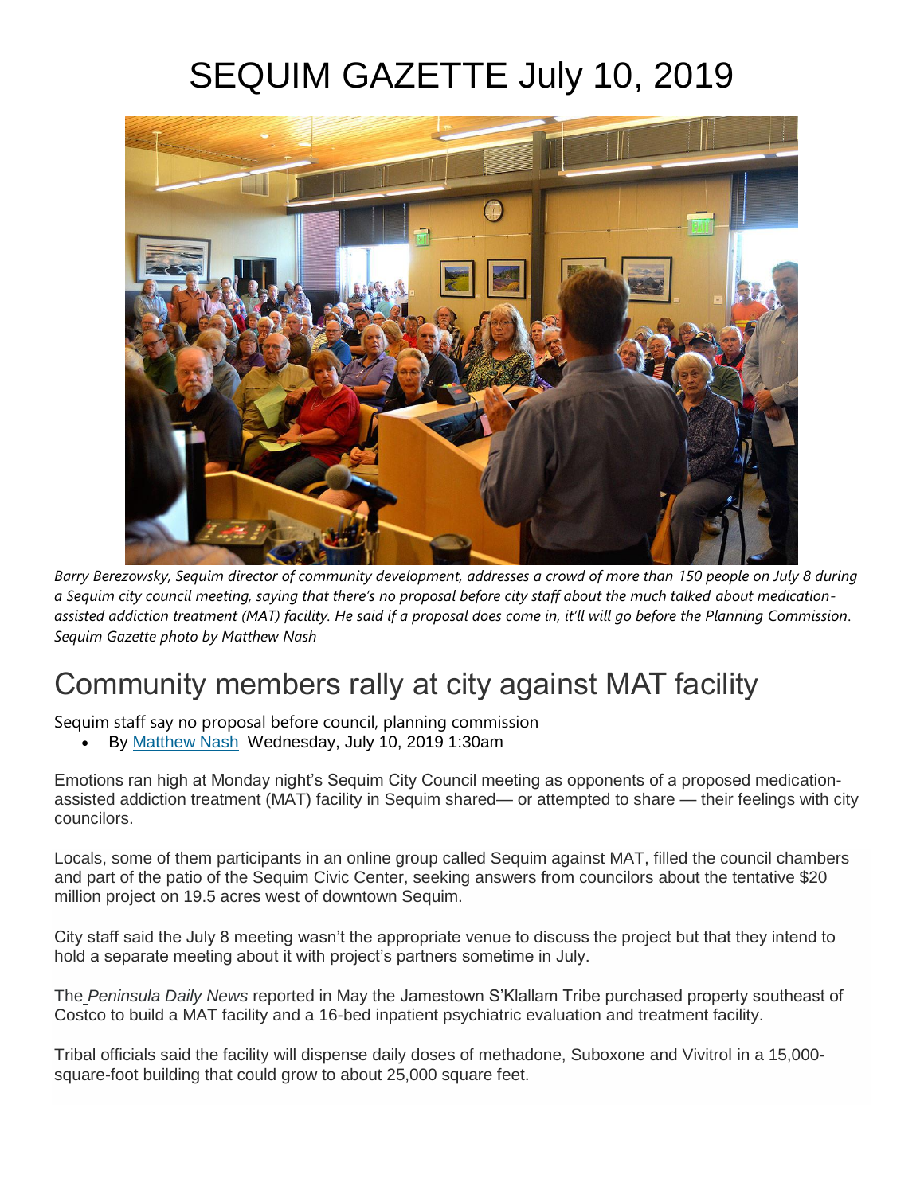# SEQUIM GAZETTE July 10, 2019

*Barry Berezowsky, Sequim director of community development, addresses a crowd of more than 150 people on July 8 during a Sequim city council meeting, saying that there's no proposal before city staff about the much talked about medication-assisted addiction treatment (MAT) facility. He said if a proposal does come in, it'll will go before the Planning Commission. Sequim Gazette photo by Matthew Nash*

## Community members rally at city against MAT facility

Sequim staff say no proposal before council, planning commission

- By Matthew Nash Wednesday, July 10, 2019 1:30am

Emotions ran high at Monday night's Sequim City Council meeting as opponents of a proposed medication-assisted addiction treatment (MAT) facility in Sequim shared— or attempted to share — their feelings with city councilors.

Locals, some of them participants in an online group called Sequim against MAT, filled the council chambers and part of the patio of the Sequim Civic Center, seeking answers from councilors about the tentative $20 million project on 19.5 acres west of downtown Sequim.

City staff said the July 8 meeting wasn't the appropriate venue to discuss the project but that they intend to hold a separate meeting about it with project's partners sometime in July.

The *Peninsula Daily News* reported in May the Jamestown S'Klallam Tribe purchased property southeast of Costco to build a MAT facility and a 16-bed inpatient psychiatric evaluation and treatment facility.

Tribal officials said the facility will dispense daily doses of methadone, Suboxone and Vivitrol in a 15,000-square-foot building that could grow to about 25,000 square feet.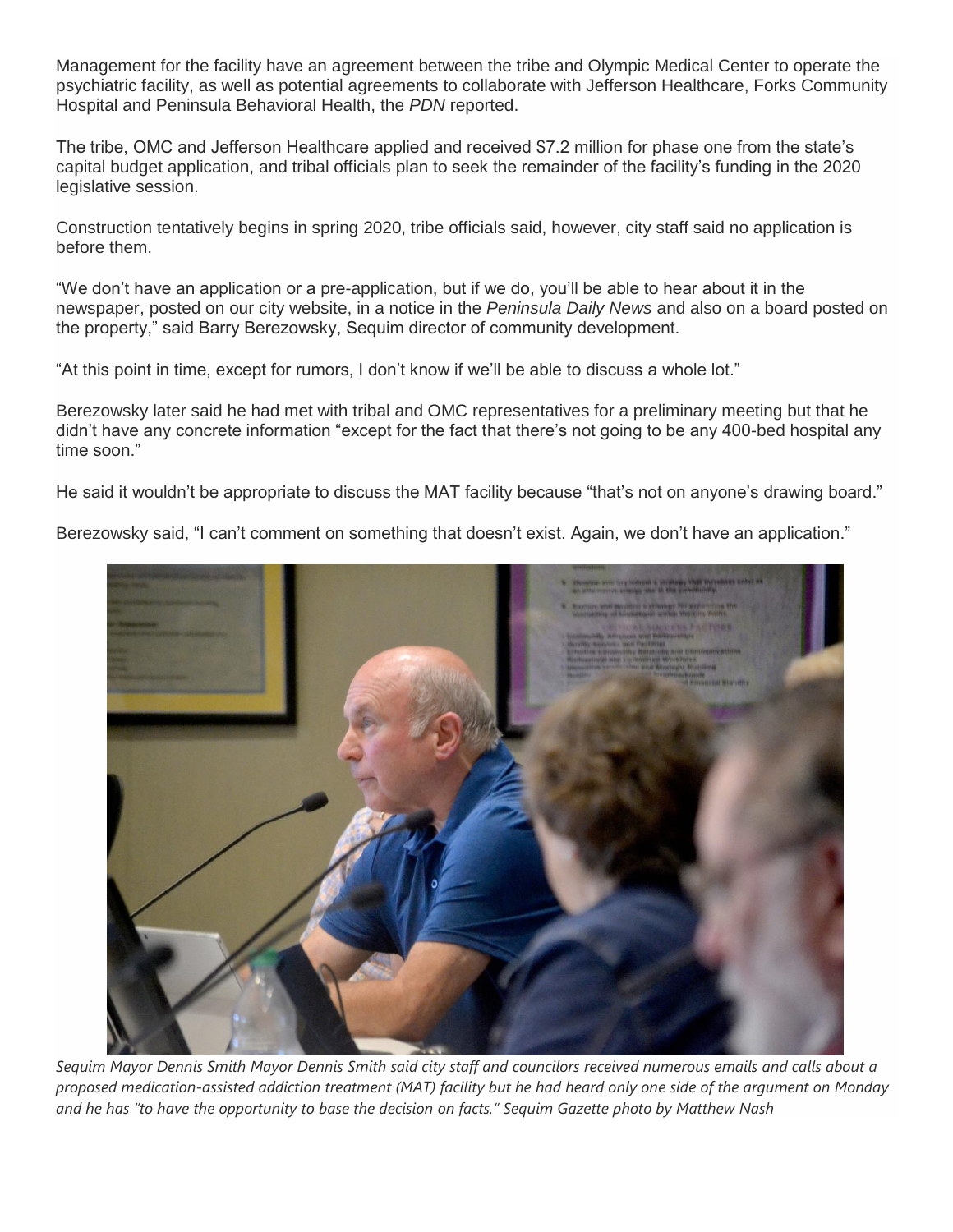Management for the facility have an agreement between the tribe and Olympic Medical Center to operate the psychiatric facility, as well as potential agreements to collaborate with Jefferson Healthcare, Forks Community Hospital and Peninsula Behavioral Health, the *PDN* reported.

The tribe, OMC and Jefferson Healthcare applied and received $7.2 million for phase one from the state's capital budget application, and tribal officials plan to seek the remainder of the facility's funding in the 2020 legislative session.

Construction tentatively begins in spring 2020, tribe officials said, however, city staff said no application is before them.

"We don't have an application or a pre-application, but if we do, you'll be able to hear about it in the newspaper, posted on our city website, in a notice in the *Peninsula Daily News* and also on a board posted on the property," said Barry Berezowsky, Sequim director of community development.

"At this point in time, except for rumors, I don't know if we'll be able to discuss a whole lot."

Berezowsky later said he had met with tribal and OMC representatives for a preliminary meeting but that he didn't have any concrete information "except for the fact that there's not going to be any 400-bed hospital any time soon."

He said it wouldn't be appropriate to discuss the MAT facility because "that's not on anyone's drawing board."

Berezowsky said, "I can't comment on something that doesn't exist. Again, we don't have an application."

*Sequim Mayor Dennis Smith Mayor Dennis Smith said city staff and councilors received numerous emails and calls about a proposed medication-assisted addiction treatment (MAT) facility but he had heard only one side of the argument on Monday and he has "to have the opportunity to base the decision on facts." Sequim Gazette photo by Matthew Nash*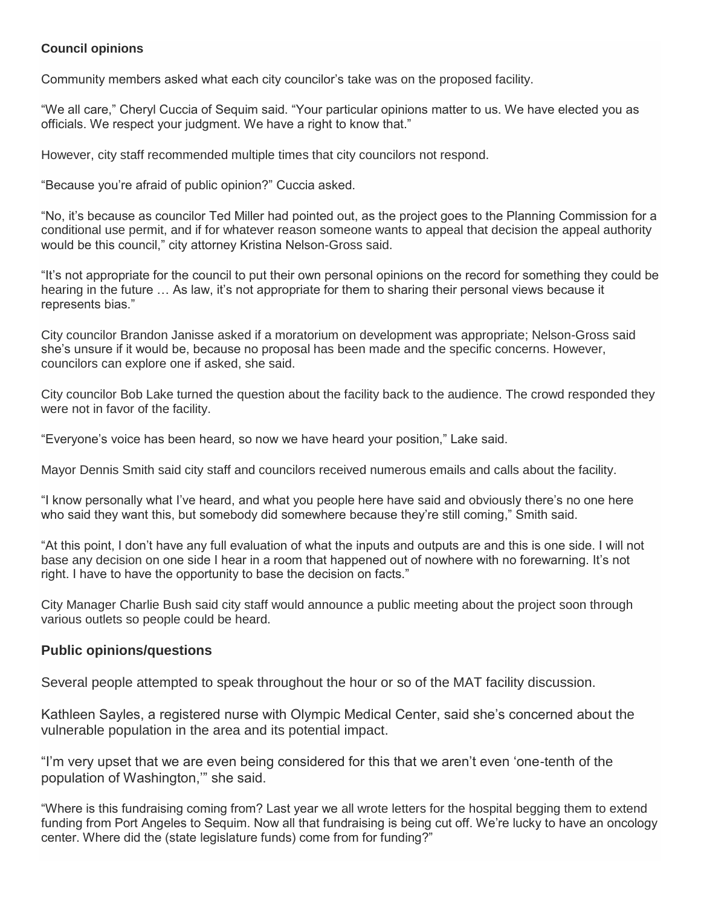### Council opinions

Community members asked what each city councilor's take was on the proposed facility.

"We all care," Cheryl Cuccia of Sequim said. "Your particular opinions matter to us. We have elected you as officials. We respect your judgment. We have a right to know that."

However, city staff recommended multiple times that city councilors not respond.

"Because you're afraid of public opinion?" Cuccia asked.

"No, it's because as councilor Ted Miller had pointed out, as the project goes to the Planning Commission for a conditional use permit, and if for whatever reason someone wants to appeal that decision the appeal authority would be this council," city attorney Kristina Nelson-Gross said.

"It's not appropriate for the council to put their own personal opinions on the record for something they could be hearing in the future … As law, it's not appropriate for them to sharing their personal views because it represents bias."

City councilor Brandon Janisse asked if a moratorium on development was appropriate; Nelson-Gross said she's unsure if it would be, because no proposal has been made and the specific concerns. However, councilors can explore one if asked, she said.

City councilor Bob Lake turned the question about the facility back to the audience. The crowd responded they were not in favor of the facility.

"Everyone's voice has been heard, so now we have heard your position," Lake said.

Mayor Dennis Smith said city staff and councilors received numerous emails and calls about the facility.

"I know personally what I've heard, and what you people here have said and obviously there's no one here who said they want this, but somebody did somewhere because they're still coming," Smith said.

"At this point, I don't have any full evaluation of what the inputs and outputs are and this is one side. I will not base any decision on one side I hear in a room that happened out of nowhere with no forewarning. It's not right. I have to have the opportunity to base the decision on facts."

City Manager Charlie Bush said city staff would announce a public meeting about the project soon through various outlets so people could be heard.

### Public opinions/questions

Several people attempted to speak throughout the hour or so of the MAT facility discussion.

Kathleen Sayles, a registered nurse with Olympic Medical Center, said she's concerned about the vulnerable population in the area and its potential impact.

"I'm very upset that we are even being considered for this that we aren't even 'one-tenth of the population of Washington,'" she said.

"Where is this fundraising coming from? Last year we all wrote letters for the hospital begging them to extend funding from Port Angeles to Sequim. Now all that fundraising is being cut off. We're lucky to have an oncology center. Where did the (state legislature funds) come from for funding?"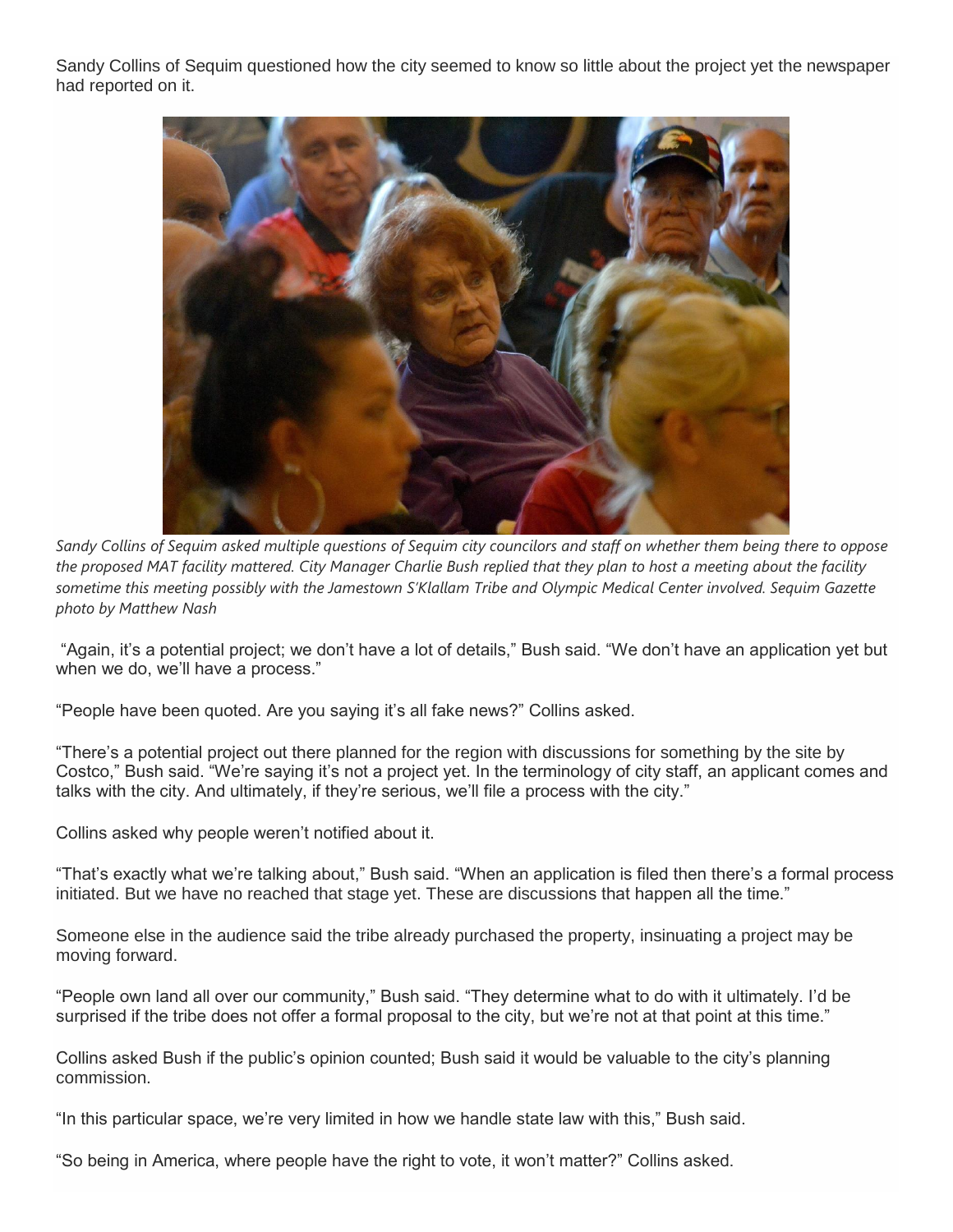Sandy Collins of Sequim questioned how the city seemed to know so little about the project yet the newspaper had reported on it.

*Sandy Collins of Sequim asked multiple questions of Sequim city councilors and staff on whether them being there to oppose the proposed MAT facility mattered. City Manager Charlie Bush replied that they plan to host a meeting about the facility sometime this meeting possibly with the Jamestown S'Klallam Tribe and Olympic Medical Center involved. Sequim Gazette photo by Matthew Nash*

"Again, it's a potential project; we don't have a lot of details," Bush said. "We don't have an application yet but when we do, we'll have a process."

"People have been quoted. Are you saying it's all fake news?" Collins asked.

"There's a potential project out there planned for the region with discussions for something by the site by Costco," Bush said. "We're saying it's not a project yet. In the terminology of city staff, an applicant comes and talks with the city. And ultimately, if they're serious, we'll file a process with the city."

Collins asked why people weren't notified about it.

"That's exactly what we're talking about," Bush said. "When an application is filed then there's a formal process initiated. But we have no reached that stage yet. These are discussions that happen all the time."

Someone else in the audience said the tribe already purchased the property, insinuating a project may be moving forward.

"People own land all over our community," Bush said. "They determine what to do with it ultimately. I'd be surprised if the tribe does not offer a formal proposal to the city, but we're not at that point at this time."

Collins asked Bush if the public's opinion counted; Bush said it would be valuable to the city's planning commission.

"In this particular space, we're very limited in how we handle state law with this," Bush said.

"So being in America, where people have the right to vote, it won't matter?" Collins asked.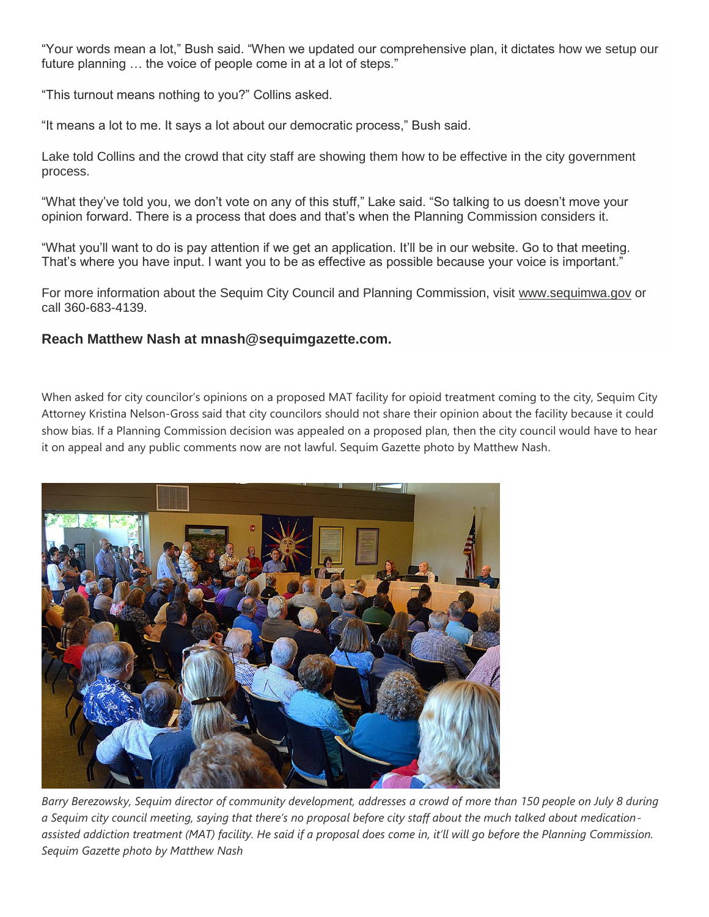"Your words mean a lot," Bush said. "When we updated our comprehensive plan, it dictates how we setup our future planning … the voice of people come in at a lot of steps."

"This turnout means nothing to you?" Collins asked.

"It means a lot to me. It says a lot about our democratic process," Bush said.

Lake told Collins and the crowd that city staff are showing them how to be effective in the city government process.

"What they've told you, we don't vote on any of this stuff," Lake said. "So talking to us doesn't move your opinion forward. There is a process that does and that's when the Planning Commission considers it.

"What you'll want to do is pay attention if we get an application. It'll be in our website. Go to that meeting. That's where you have input. I want you to be as effective as possible because your voice is important."

For more information about the Sequim City Council and Planning Commission, visit www.sequimwa.gov or call 360-683-4139.

**Reach Matthew Nash at mnash@sequimgazette.com.**

When asked for city councilor's opinions on a proposed MAT facility for opioid treatment coming to the city, Sequim City Attorney Kristina Nelson-Gross said that city councilors should not share their opinion about the facility because it could show bias. If a Planning Commission decision was appealed on a proposed plan, then the city council would have to hear it on appeal and any public comments now are not lawful. Sequim Gazette photo by Matthew Nash.

*Barry Berezowsky, Sequim director of community development, addresses a crowd of more than 150 people on July 8 during a Sequim city council meeting, saying that there's no proposal before city staff about the much talked about medication-assisted addiction treatment (MAT) facility. He said if a proposal does come in, it'll will go before the Planning Commission. Sequim Gazette photo by Matthew Nash*